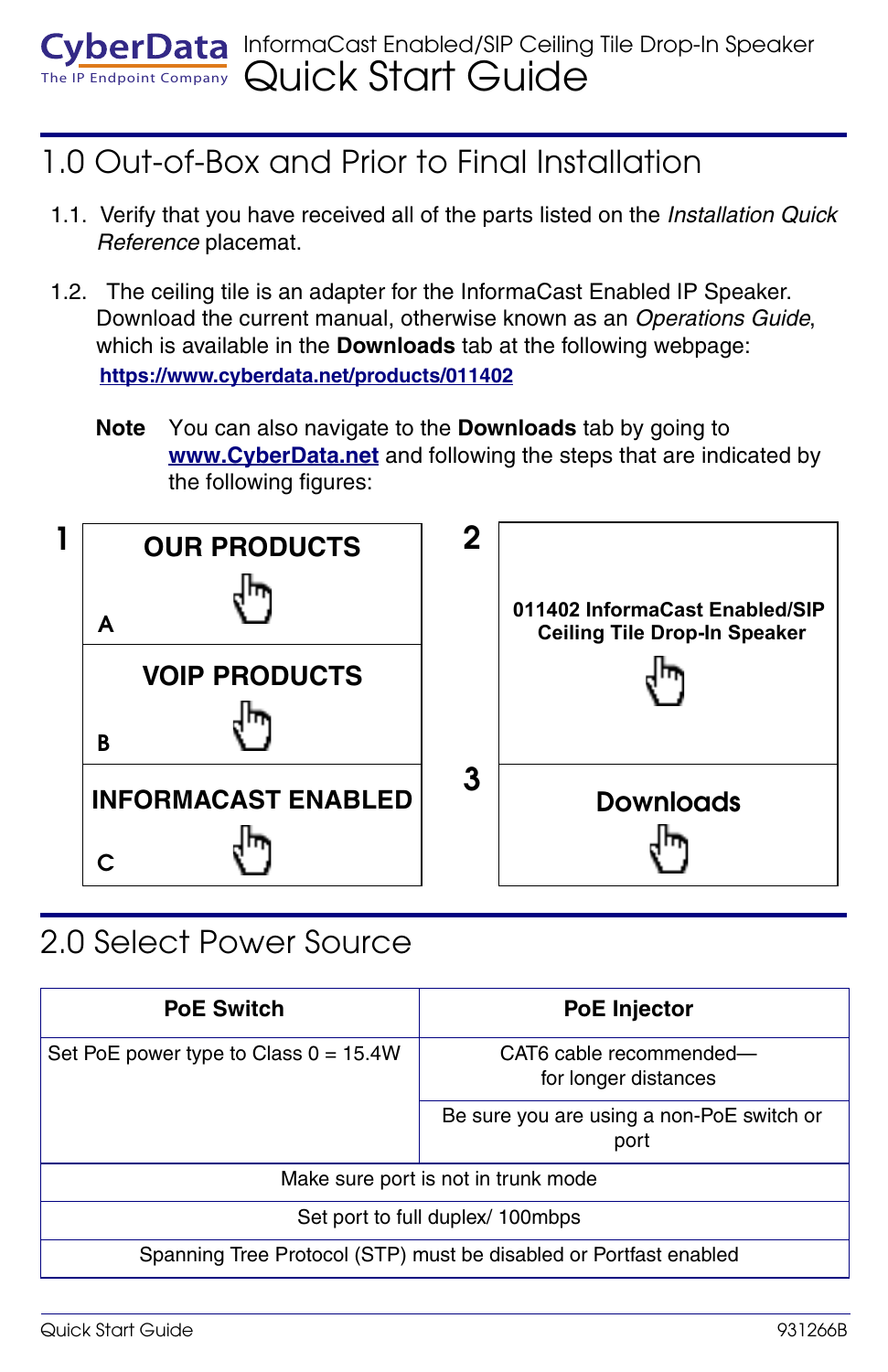# CyberData — The IP Endpoint Company

InformaCast Enabled/SIP Ceiling Tile Drop-In Speaker

# Quick Start Guide

## 1.0 Out-of-Box and Prior to Final Installation

1.1. Verify that you have received all of the parts listed on the *Installation Quick Reference* placemat.

1.2. The ceiling tile is an adapter for the InformaCast Enabled IP Speaker. Download the current manual, otherwise known as an *Operations Guide*, which is available in the **Downloads** tab at the following webpage:
**https://www.cyberdata.net/products/011402**

**Note** You can also navigate to the **Downloads** tab by going to **www.CyberData.net** and following the steps that are indicated by the following figures:

1. A — **OUR PRODUCTS**; B — **VOIP PRODUCTS**; C — **INFORMACAST ENABLED**
2. **011402 InformaCast Enabled/SIP Ceiling Tile Drop-In Speaker**
3. **Downloads**

## 2.0 Select Power Source

| PoE Switch | PoE Injector |
|---|---|
| Set PoE power type to Class 0 = 15.4W | CAT6 cable recommended—for longer distances |
| | Be sure you are using a non-PoE switch or port |
| Make sure port is not in trunk mode | |
| Set port to full duplex/ 100mbps | |
| Spanning Tree Protocol (STP) must be disabled or Portfast enabled | |

Quick Start Guide 931266B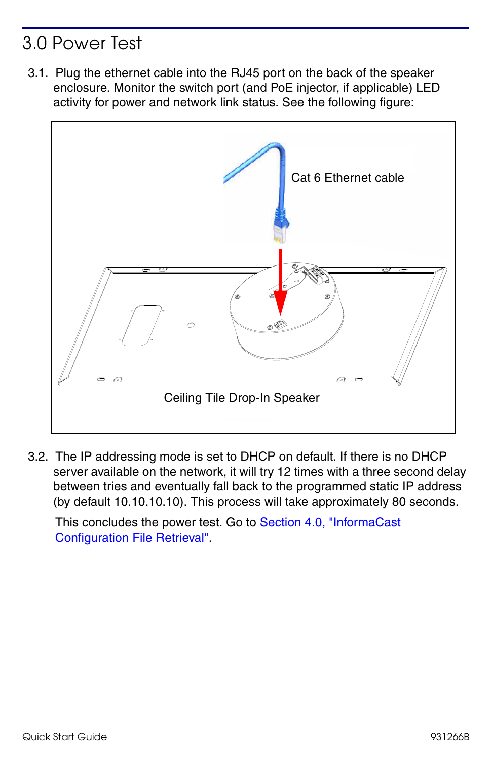# 3.0 Power Test

3.1. Plug the ethernet cable into the RJ45 port on the back of the speaker enclosure. Monitor the switch port (and PoE injector, if applicable) LED activity for power and network link status. See the following figure:

Cat 6 Ethernet cable

Ceiling Tile Drop-In Speaker

3.2. The IP addressing mode is set to DHCP on default. If there is no DHCP server available on the network, it will try 12 times with a three second delay between tries and eventually fall back to the programmed static IP address (by default 10.10.10.10). This process will take approximately 80 seconds.

This concludes the power test. Go to Section 4.0, "InformaCast Configuration File Retrieval".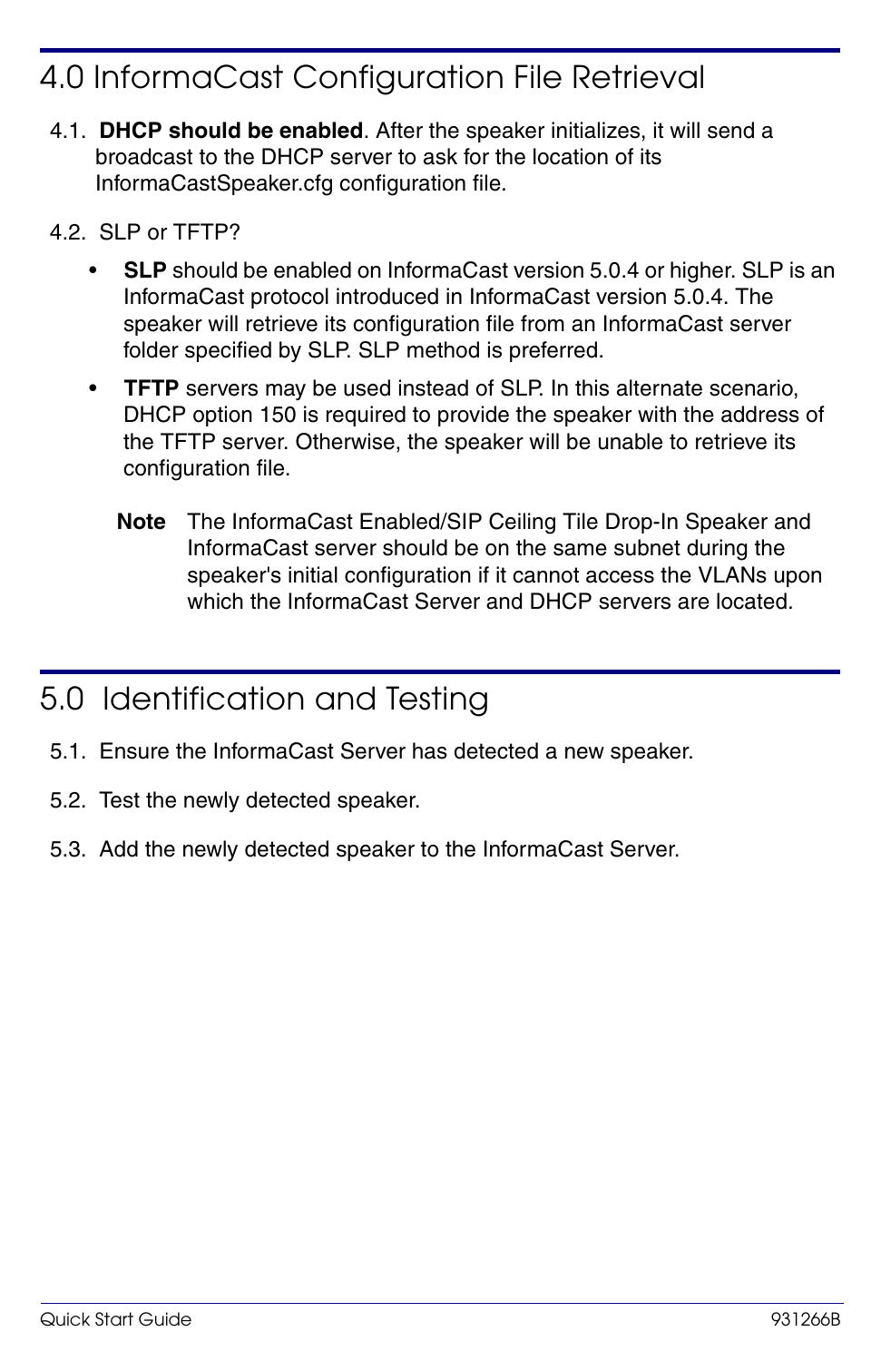# 4.0 InformaCast Configuration File Retrieval

4.1. **DHCP should be enabled**. After the speaker initializes, it will send a broadcast to the DHCP server to ask for the location of its InformaCastSpeaker.cfg configuration file.

4.2. SLP or TFTP?

- **SLP** should be enabled on InformaCast version 5.0.4 or higher. SLP is an InformaCast protocol introduced in InformaCast version 5.0.4. The speaker will retrieve its configuration file from an InformaCast server folder specified by SLP. SLP method is preferred.
- **TFTP** servers may be used instead of SLP. In this alternate scenario, DHCP option 150 is required to provide the speaker with the address of the TFTP server. Otherwise, the speaker will be unable to retrieve its configuration file.

**Note** The InformaCast Enabled/SIP Ceiling Tile Drop-In Speaker and InformaCast server should be on the same subnet during the speaker's initial configuration if it cannot access the VLANs upon which the InformaCast Server and DHCP servers are located.

# 5.0 Identification and Testing

5.1. Ensure the InformaCast Server has detected a new speaker.

5.2. Test the newly detected speaker.

5.3. Add the newly detected speaker to the InformaCast Server.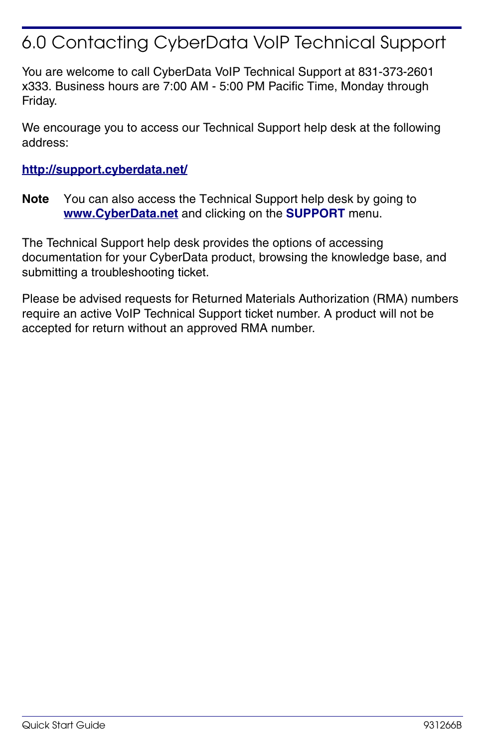# 6.0 Contacting CyberData VoIP Technical Support

You are welcome to call CyberData VoIP Technical Support at 831-373-2601 x333. Business hours are 7:00 AM - 5:00 PM Pacific Time, Monday through Friday.

We encourage you to access our Technical Support help desk at the following address:

**http://support.cyberdata.net/**

**Note** You can also access the Technical Support help desk by going to **www.CyberData.net** and clicking on the **SUPPORT** menu.

The Technical Support help desk provides the options of accessing documentation for your CyberData product, browsing the knowledge base, and submitting a troubleshooting ticket.

Please be advised requests for Returned Materials Authorization (RMA) numbers require an active VoIP Technical Support ticket number. A product will not be accepted for return without an approved RMA number.